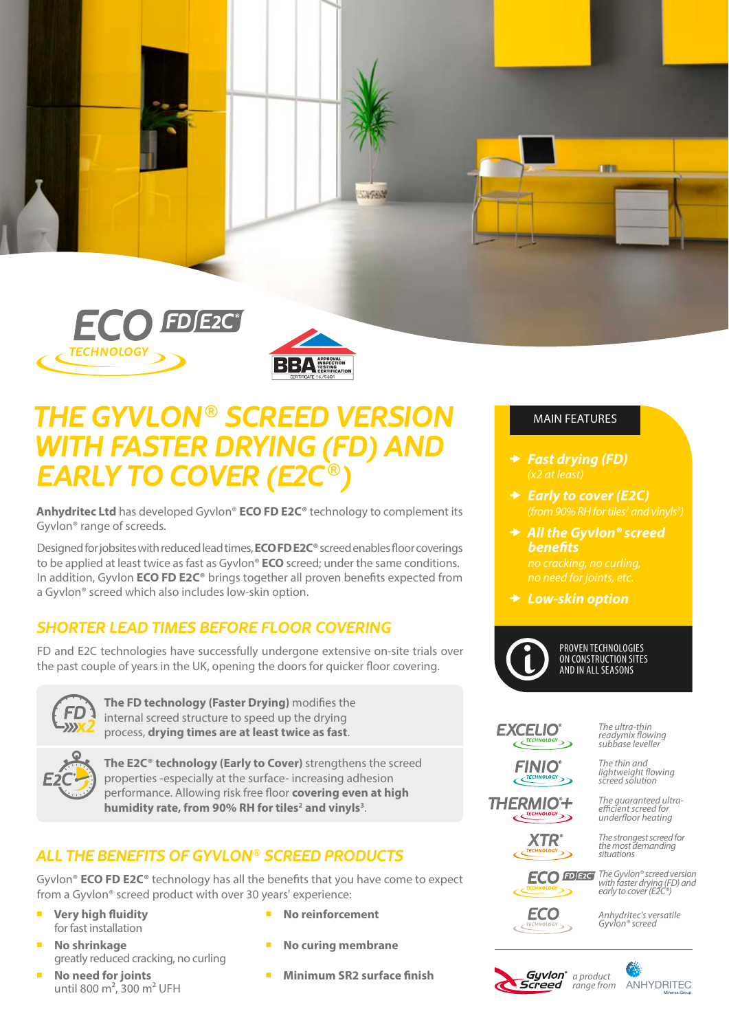# THE GYVLON® SCREED VERSION WITH FASTER DRYING (FD) AND EARLY TO COVER (E2C®)

**Anhydritec Ltd** has developed Gyvlon® **ECO FD E2C®** technology to complement its Gyvlon® range of screeds.

Designed for jobsites with reduced lead times, **ECO FD E2C®** screed enables floor coverings to be applied at least twice as fast as Gyvlon® **ECO** screed; under the same conditions. In addition, Gyvlon **ECO FD E2C®** brings together all proven benefits expected from a Gyvlon® screed which also includes low-skin option.

## SHORTER LEAD TIMES BEFORE FLOOR COVERING

FD and E2C technologies have successfully undergone extensive on-site trials over the past couple of years in the UK, opening the doors for quicker floor covering.

**The FD technology (Faster Drying)** modifies the internal screed structure to speed up the drying process, **drying times are at least twice as fast**.

**The E2C® technology (Early to Cover)** strengthens the screed properties -especially at the surface- increasing adhesion performance. Allowing risk free floor **covering even at high humidity rate, from 90% RH for tiles[2] and vinyls[3]**.

## ALL THE BENEFITS OF GYVLON® SCREED PRODUCTS

Gyvlon® **ECO FD E2C®** technology has all the benefits that you have come to expect from a Gyvlon® screed product with over 30 years' experience:

- **Very high fluidity** for fast installation
- **No shrinkage** greatly reduced cracking, no curling
- **No need for joints** until 800 m², 300 m² UFH
- **No reinforcement**
- **No curing membrane**
- **Minimum SR2 surface finish**

## MAIN FEATURES

- ***Fast drying (FD)*** *(x2 at least)*
- ***Early to cover (E2C)*** *(from 90% RH for tiles[2] and vinyls[3])*
- ***All the Gyvlon® screed benefits*** *no cracking, no curling, no need for joints, etc.*
- ***Low-skin option***

PROVEN TECHNOLOGIES ON CONSTRUCTION SITES AND IN ALL SEASONS

- **EXCELIO® TECHNOLOGY** – *The ultra-thin readymix flowing subbase leveller*
- **FINIO® TECHNOLOGY** – *The thin and lightweight flowing screed solution*
- **THERMIO®+ TECHNOLOGY** – *The guaranteed ultra-efficient screed for underfloor heating*
- **XTR® TECHNOLOGY** – *The strongest screed for the most demanding situations*
- **ECO FD E2C® TECHNOLOGY** – *The Gyvlon® screed version with faster drying (FD) and early to cover (E2C®)*
- **ECO TECHNOLOGY** – *Anhydritec's versatile Gyvlon® screed*

Gyvlon® Screed *a product range from* ANHYDRITEC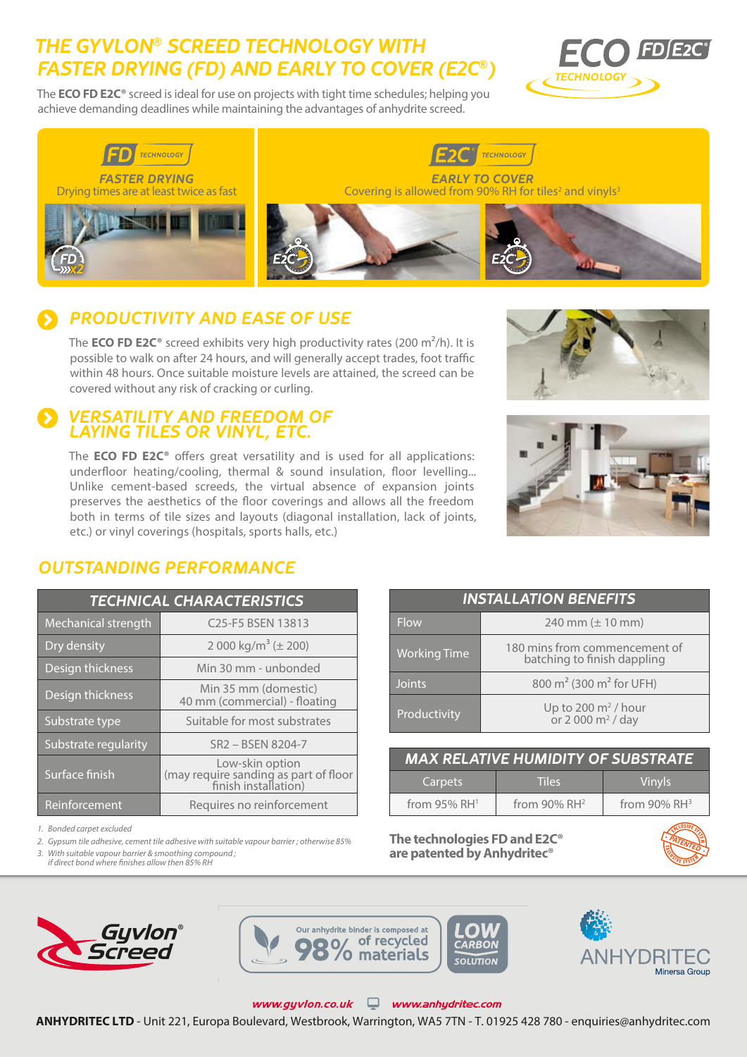# THE GYVLON® SCREED TECHNOLOGY WITH FASTER DRYING (FD) AND EARLY TO COVER (E2C®)

The **ECO FD E2C®** screed is ideal for use on projects with tight time schedules; helping you achieve demanding deadlines while maintaining the advantages of anhydrite screed.

**FD TECHNOLOGY**

**FASTER DRYING**
Drying times are at least twice as fast

**E2C TECHNOLOGY**

**EARLY TO COVER**
Covering is allowed from 90% RH for tiles[2] and vinyls[3]

## PRODUCTIVITY AND EASE OF USE

The **ECO FD E2C®** screed exhibits very high productivity rates (200 m²/h). It is possible to walk on after 24 hours, and will generally accept trades, foot traffic within 48 hours. Once suitable moisture levels are attained, the screed can be covered without any risk of cracking or curling.

## VERSATILITY AND FREEDOM OF LAYING TILES OR VINYL, ETC.

The **ECO FD E2C®** offers great versatility and is used for all applications: underfloor heating/cooling, thermal & sound insulation, floor levelling... Unlike cement-based screeds, the virtual absence of expansion joints preserves the aesthetics of the floor coverings and allows all the freedom both in terms of tile sizes and layouts (diagonal installation, lack of joints, etc.) or vinyl coverings (hospitals, sports halls, etc.)

## OUTSTANDING PERFORMANCE

| TECHNICAL CHARACTERISTICS | |
|---|---|
| Mechanical strength | C25-F5 BSEN 13813 |
| Dry density | 2 000 kg/m³ (± 200) |
| Design thickness | Min 30 mm - unbonded |
| Design thickness | Min 35 mm (domestic) 40 mm (commercial) - floating |
| Substrate type | Suitable for most substrates |
| Substrate regularity | SR2 – BSEN 8204-7 |
| Surface finish | Low-skin option (may require sanding as part of floor finish installation) |
| Reinforcement | Requires no reinforcement |

1. Bonded carpet excluded
2. Gypsum tile adhesive, cement tile adhesive with suitable vapour barrier ; otherwise 85%
3. With suitable vapour barrier & smoothing compound ; if direct bond where finishes allow then 85% RH

| INSTALLATION BENEFITS | |
|---|---|
| Flow | 240 mm (± 10 mm) |
| Working Time | 180 mins from commencement of batching to finish dappling |
| Joints | 800 m² (300 m² for UFH) |
| Productivity | Up to 200 m² / hour or 2 000 m² / day |

| MAX RELATIVE HUMIDITY OF SUBSTRATE | | |
|---|---|---|
| Carpets | Tiles | Vinyls |
| from 95% RH[1] | from 90% RH[2] | from 90% RH[3] |

**The technologies FD and E2C® are patented by Anhydritec®**

Our anhydrite binder is composed at 98% of recycled materials

LOW CARBON SOLUTION

www.gyvlon.co.uk www.anhydritec.com

**ANHYDRITEC LTD** - Unit 221, Europa Boulevard, Westbrook, Warrington, WA5 7TN - T. 01925 428 780 - enquiries@anhydritec.com